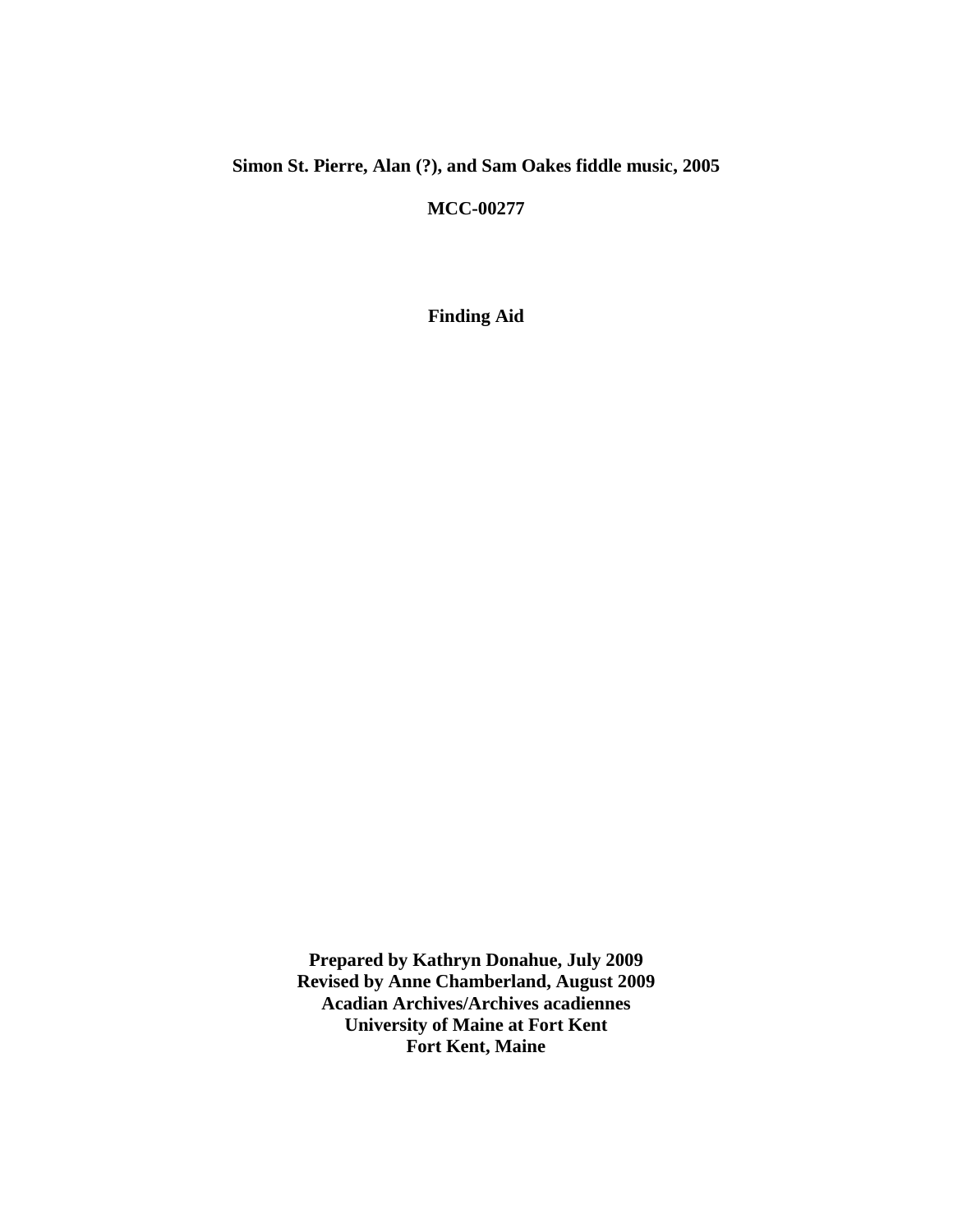**Simon St. Pierre, Alan (?), and Sam Oakes fiddle music, 2005**

**MCC-00277**

**Finding Aid**

**Prepared by Kathryn Donahue, July 2009**
**Revised by Anne Chamberland, August 2009**
**Acadian Archives/Archives acadiennes**
**University of Maine at Fort Kent**
**Fort Kent, Maine**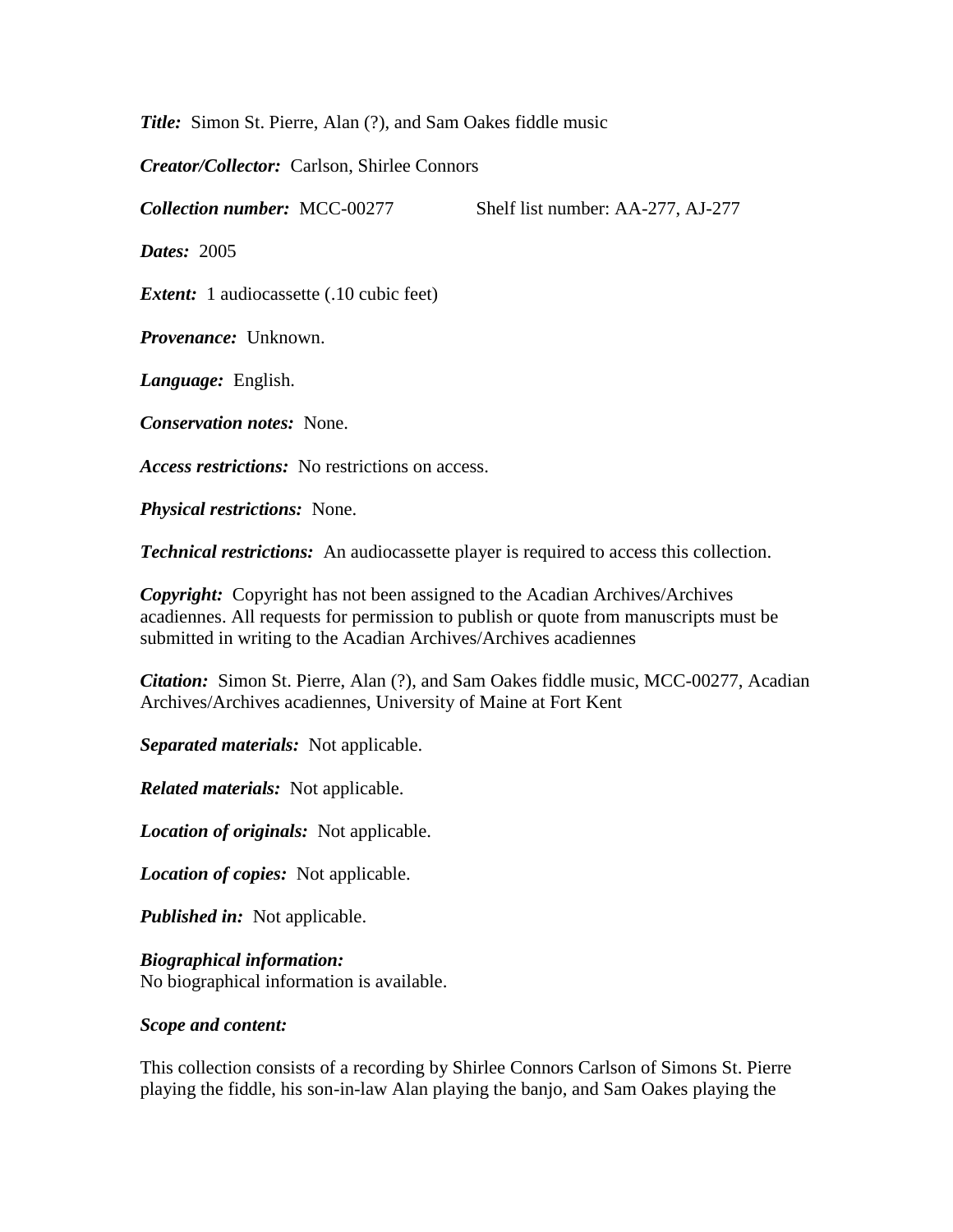***Title:*** Simon St. Pierre, Alan (?), and Sam Oakes fiddle music

***Creator/Collector:*** Carlson, Shirlee Connors

***Collection number:*** MCC-00277 Shelf list number: AA-277, AJ-277

***Dates:*** 2005

***Extent:*** 1 audiocassette (.10 cubic feet)

***Provenance:*** Unknown.

***Language:*** English.

***Conservation notes:*** None.

***Access restrictions:*** No restrictions on access.

***Physical restrictions:*** None.

***Technical restrictions:*** An audiocassette player is required to access this collection.

***Copyright:*** Copyright has not been assigned to the Acadian Archives/Archives acadiennes. All requests for permission to publish or quote from manuscripts must be submitted in writing to the Acadian Archives/Archives acadiennes

***Citation:*** Simon St. Pierre, Alan (?), and Sam Oakes fiddle music, MCC-00277, Acadian Archives/Archives acadiennes, University of Maine at Fort Kent

***Separated materials:*** Not applicable.

***Related materials:*** Not applicable.

***Location of originals:*** Not applicable.

***Location of copies:*** Not applicable.

***Published in:*** Not applicable.

***Biographical information:***
No biographical information is available.

***Scope and content:***

This collection consists of a recording by Shirlee Connors Carlson of Simons St. Pierre playing the fiddle, his son-in-law Alan playing the banjo, and Sam Oakes playing the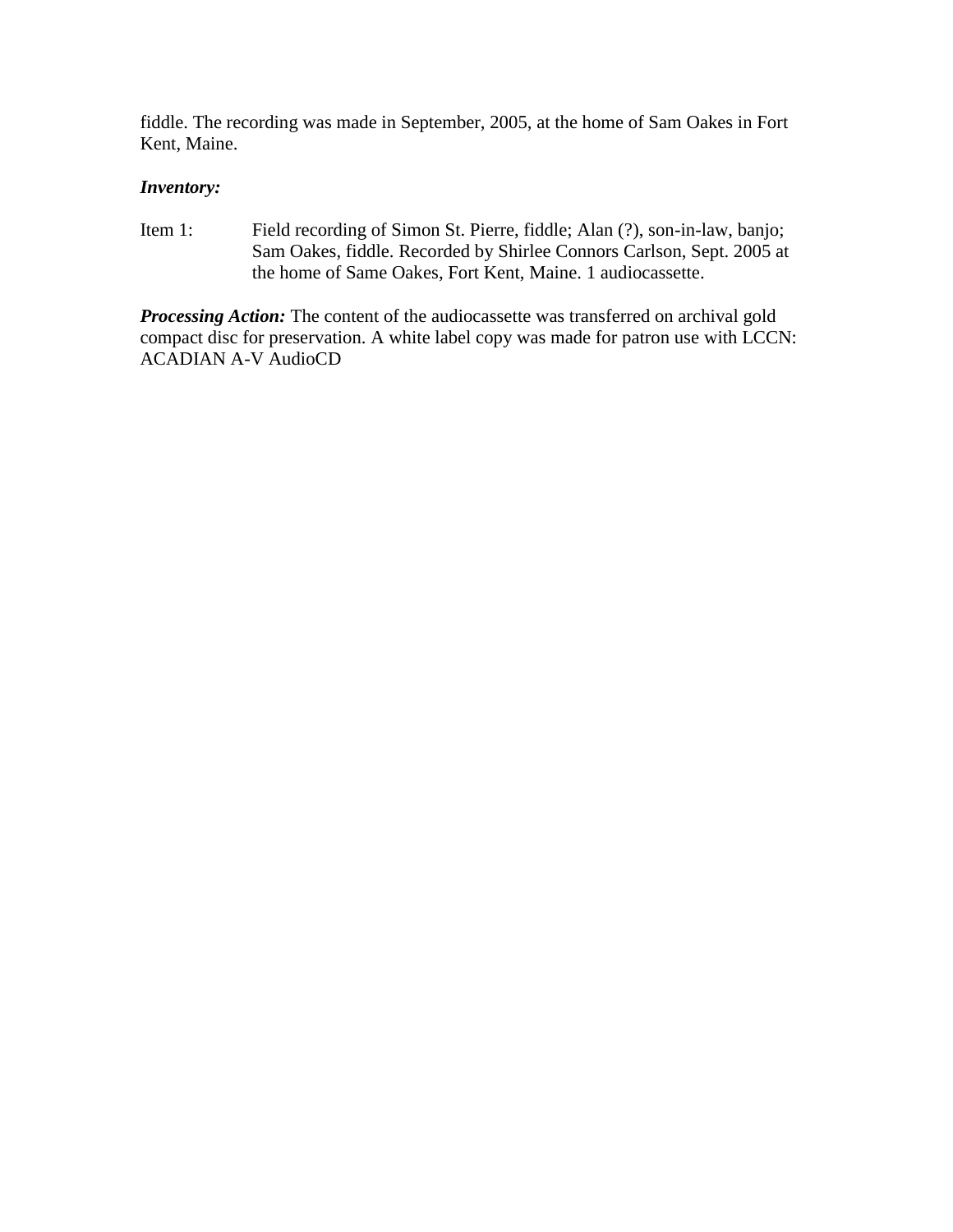fiddle. The recording was made in September, 2005, at the home of Sam Oakes in Fort Kent, Maine.

***Inventory:***

Item 1: Field recording of Simon St. Pierre, fiddle; Alan (?), son-in-law, banjo; Sam Oakes, fiddle. Recorded by Shirlee Connors Carlson, Sept. 2005 at the home of Same Oakes, Fort Kent, Maine. 1 audiocassette.

***Processing Action:*** The content of the audiocassette was transferred on archival gold compact disc for preservation. A white label copy was made for patron use with LCCN: ACADIAN A-V AudioCD